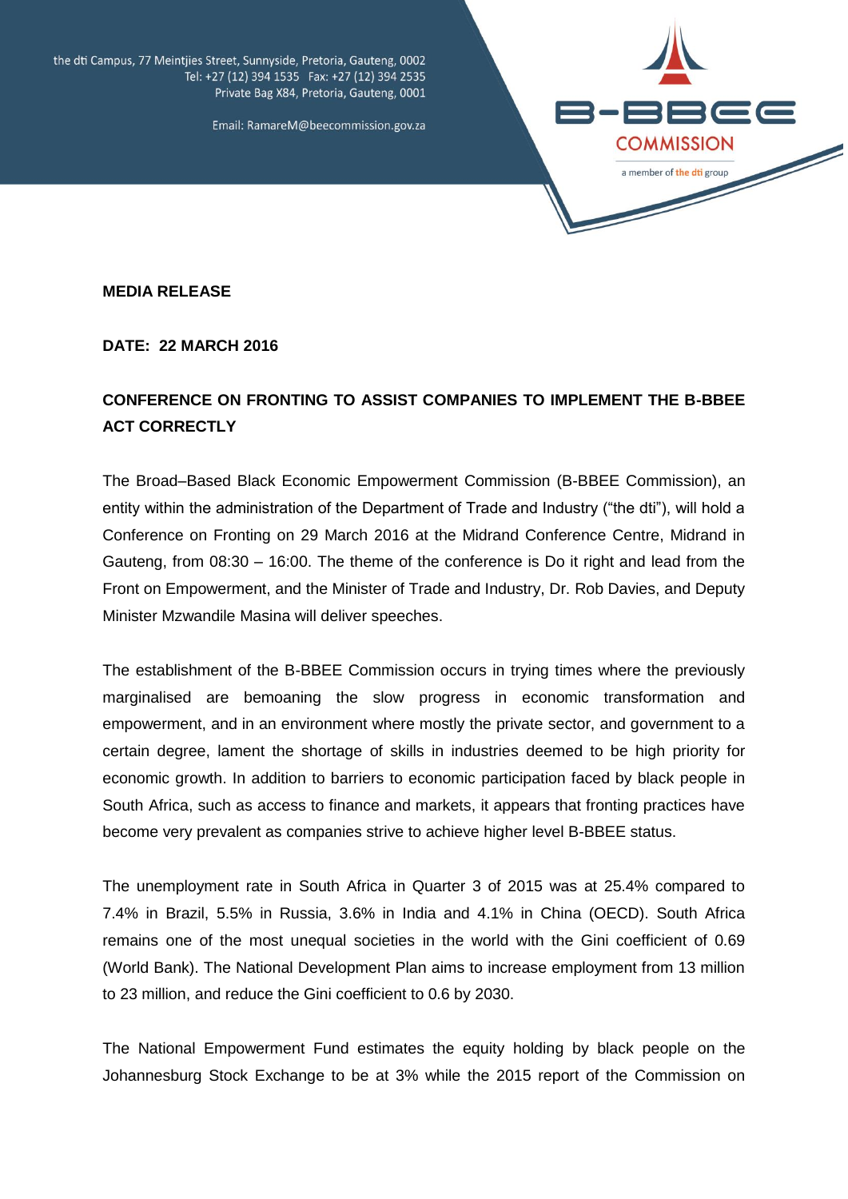the dti Campus, 77 Meintjies Street, Sunnyside, Pretoria, Gauteng, 0002
Tel: +27 (12) 394 1535 Fax: +27 (12) 394 2535
Private Bag X84, Pretoria, Gauteng, 0001

Email: RamareM@beecommission.gov.za

B-BBEE COMMISSION
a member of the dti group

**MEDIA RELEASE**

**DATE: 22 MARCH 2016**

**CONFERENCE ON FRONTING TO ASSIST COMPANIES TO IMPLEMENT THE B-BBEE ACT CORRECTLY**

The Broad–Based Black Economic Empowerment Commission (B-BBEE Commission), an entity within the administration of the Department of Trade and Industry ("the dti"), will hold a Conference on Fronting on 29 March 2016 at the Midrand Conference Centre, Midrand in Gauteng, from 08:30 – 16:00. The theme of the conference is Do it right and lead from the Front on Empowerment, and the Minister of Trade and Industry, Dr. Rob Davies, and Deputy Minister Mzwandile Masina will deliver speeches.

The establishment of the B-BBEE Commission occurs in trying times where the previously marginalised are bemoaning the slow progress in economic transformation and empowerment, and in an environment where mostly the private sector, and government to a certain degree, lament the shortage of skills in industries deemed to be high priority for economic growth. In addition to barriers to economic participation faced by black people in South Africa, such as access to finance and markets, it appears that fronting practices have become very prevalent as companies strive to achieve higher level B-BBEE status.

The unemployment rate in South Africa in Quarter 3 of 2015 was at 25.4% compared to 7.4% in Brazil, 5.5% in Russia, 3.6% in India and 4.1% in China (OECD). South Africa remains one of the most unequal societies in the world with the Gini coefficient of 0.69 (World Bank). The National Development Plan aims to increase employment from 13 million to 23 million, and reduce the Gini coefficient to 0.6 by 2030.

The National Empowerment Fund estimates the equity holding by black people on the Johannesburg Stock Exchange to be at 3% while the 2015 report of the Commission on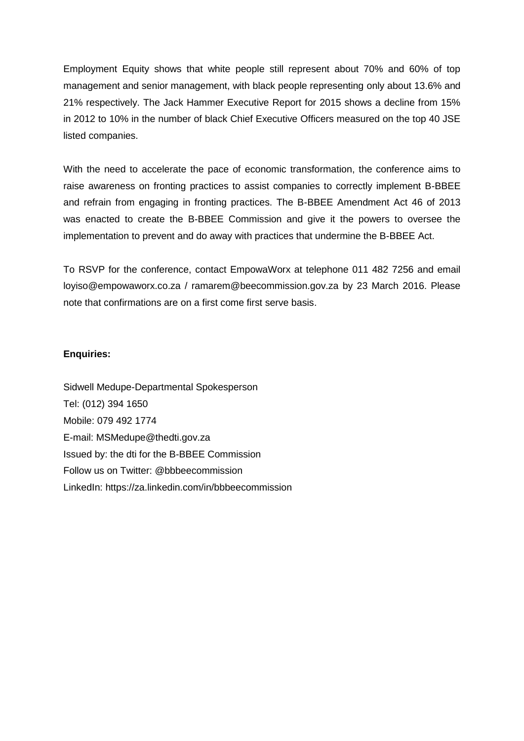Employment Equity shows that white people still represent about 70% and 60% of top management and senior management, with black people representing only about 13.6% and 21% respectively. The Jack Hammer Executive Report for 2015 shows a decline from 15% in 2012 to 10% in the number of black Chief Executive Officers measured on the top 40 JSE listed companies.

With the need to accelerate the pace of economic transformation, the conference aims to raise awareness on fronting practices to assist companies to correctly implement B-BBEE and refrain from engaging in fronting practices. The B-BBEE Amendment Act 46 of 2013 was enacted to create the B-BBEE Commission and give it the powers to oversee the implementation to prevent and do away with practices that undermine the B-BBEE Act.

To RSVP for the conference, contact EmpowaWorx at telephone 011 482 7256 and email loyiso@empowaworx.co.za / ramarem@beecommission.gov.za by 23 March 2016. Please note that confirmations are on a first come first serve basis.

**Enquiries:**

Sidwell Medupe-Departmental Spokesperson
Tel: (012) 394 1650
Mobile: 079 492 1774
E-mail: MSMedupe@thedti.gov.za
Issued by: the dti for the B-BBEE Commission
Follow us on Twitter: @bbbeecommission
LinkedIn: https://za.linkedin.com/in/bbbeecommission